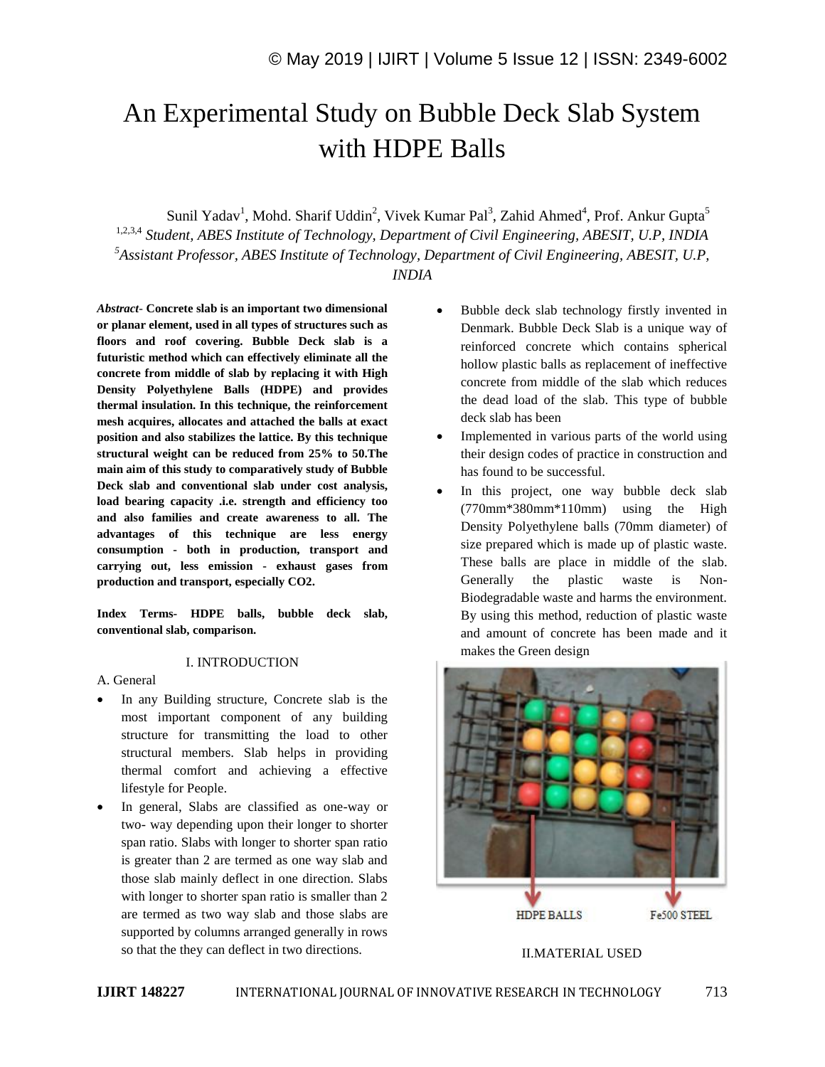# An Experimental Study on Bubble Deck Slab System with HDPE Balls

Sunil Yadav[1], Mohd. Sharif Uddin[2], Vivek Kumar Pal[3], Zahid Ahmed[4], Prof. Ankur Gupta[5]

[1,2,3,4] *Student, ABES Institute of Technology, Department of Civil Engineering, ABESIT, U.P, INDIA*

[5] *Assistant Professor, ABES Institute of Technology, Department of Civil Engineering, ABESIT, U.P, INDIA*

***Abstract*- Concrete slab is an important two dimensional or planar element, used in all types of structures such as floors and roof covering. Bubble Deck slab is a futuristic method which can effectively eliminate all the concrete from middle of slab by replacing it with High Density Polyethylene Balls (HDPE) and provides thermal insulation. In this technique, the reinforcement mesh acquires, allocates and attached the balls at exact position and also stabilizes the lattice. By this technique structural weight can be reduced from 25% to 50.The main aim of this study to comparatively study of Bubble Deck slab and conventional slab under cost analysis, load bearing capacity .i.e. strength and efficiency too and also families and create awareness to all. The advantages of this technique are less energy consumption - both in production, transport and carrying out, less emission - exhaust gases from production and transport, especially CO2.**

**Index Terms- HDPE balls, bubble deck slab, conventional slab, comparison.**

## I. INTRODUCTION

A. General

- In any Building structure, Concrete slab is the most important component of any building structure for transmitting the load to other structural members. Slab helps in providing thermal comfort and achieving a effective lifestyle for People.
- In general, Slabs are classified as one-way or two- way depending upon their longer to shorter span ratio. Slabs with longer to shorter span ratio is greater than 2 are termed as one way slab and those slab mainly deflect in one direction. Slabs with longer to shorter span ratio is smaller than 2 are termed as two way slab and those slabs are supported by columns arranged generally in rows so that the they can deflect in two directions.
- Bubble deck slab technology firstly invented in Denmark. Bubble Deck Slab is a unique way of reinforced concrete which contains spherical hollow plastic balls as replacement of ineffective concrete from middle of the slab which reduces the dead load of the slab. This type of bubble deck slab has been
- Implemented in various parts of the world using their design codes of practice in construction and has found to be successful.
- In this project, one way bubble deck slab (770mm*380mm*110mm) using the High Density Polyethylene balls (70mm diameter) of size prepared which is made up of plastic waste. These balls are place in middle of the slab. Generally the plastic waste is Non-Biodegradable waste and harms the environment. By using this method, reduction of plastic waste and amount of concrete has been made and it makes the Green design

HDPE BALLS    Fe500 STEEL

## II.MATERIAL USED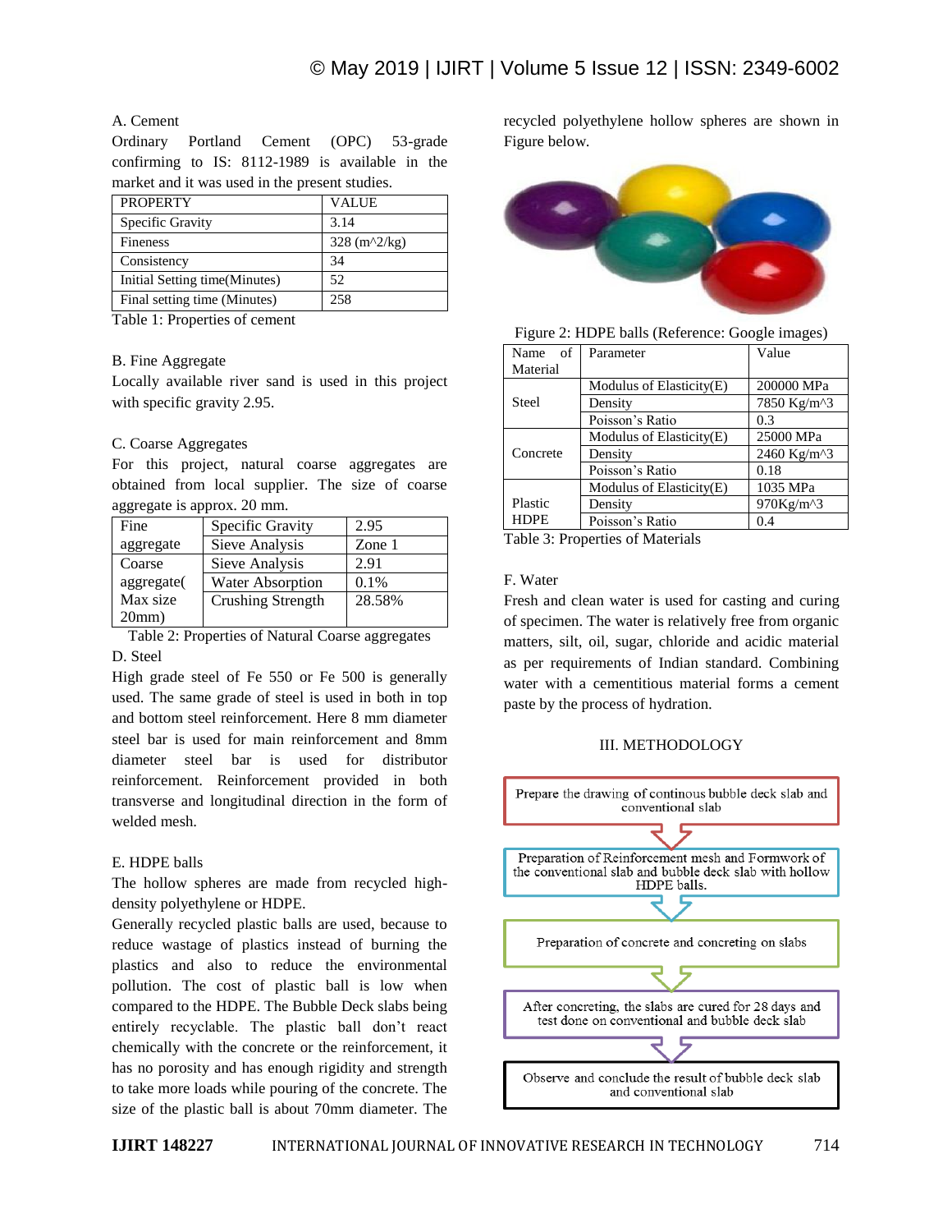A. Cement

Ordinary Portland Cement (OPC) 53-grade confirming to IS: 8112-1989 is available in the market and it was used in the present studies.

| PROPERTY | VALUE |
|---|---|
| Specific Gravity | 3.14 |
| Fineness | 328 (m^2/kg) |
| Consistency | 34 |
| Initial Setting time(Minutes) | 52 |
| Final setting time (Minutes) | 258 |

Table 1: Properties of cement

B. Fine Aggregate

Locally available river sand is used in this project with specific gravity 2.95.

C. Coarse Aggregates

For this project, natural coarse aggregates are obtained from local supplier. The size of coarse aggregate is approx. 20 mm.

| | | |
|---|---|---|
| Fine aggregate | Specific Gravity | 2.95 |
| | Sieve Analysis | Zone 1 |
| Coarse aggregate( Max size 20mm) | Sieve Analysis | 2.91 |
| | Water Absorption | 0.1% |
| | Crushing Strength | 28.58% |

Table 2: Properties of Natural Coarse aggregates

D. Steel

High grade steel of Fe 550 or Fe 500 is generally used. The same grade of steel is used in both in top and bottom steel reinforcement. Here 8 mm diameter steel bar is used for main reinforcement and 8mm diameter steel bar is used for distributor reinforcement. Reinforcement provided in both transverse and longitudinal direction in the form of welded mesh.

E. HDPE balls

The hollow spheres are made from recycled high-density polyethylene or HDPE.

Generally recycled plastic balls are used, because to reduce wastage of plastics instead of burning the plastics and also to reduce the environmental pollution. The cost of plastic ball is low when compared to the HDPE. The Bubble Deck slabs being entirely recyclable. The plastic ball don't react chemically with the concrete or the reinforcement, it has no porosity and has enough rigidity and strength to take more loads while pouring of the concrete. The size of the plastic ball is about 70mm diameter. The recycled polyethylene hollow spheres are shown in Figure below.

Figure 2: HDPE balls (Reference: Google images)

| Name of Material | Parameter | Value |
|---|---|---|
| Steel | Modulus of Elasticity(E) | 200000 MPa |
| | Density | 7850 Kg/m^3 |
| | Poisson's Ratio | 0.3 |
| Concrete | Modulus of Elasticity(E) | 25000 MPa |
| | Density | 2460 Kg/m^3 |
| | Poisson's Ratio | 0.18 |
| Plastic HDPE | Modulus of Elasticity(E) | 1035 MPa |
| | Density | 970Kg/m^3 |
| | Poisson's Ratio | 0.4 |

Table 3: Properties of Materials

F. Water

Fresh and clean water is used for casting and curing of specimen. The water is relatively free from organic matters, silt, oil, sugar, chloride and acidic material as per requirements of Indian standard. Combining water with a cementitious material forms a cement paste by the process of hydration.

## III. METHODOLOGY

Prepare the drawing of continous bubble deck slab and conventional slab

↓

Preparation of Reinforcement mesh and Formwork of the conventional slab and bubble deck slab with hollow HDPE balls.

↓

Preparation of concrete and concreting on slabs

↓

After concreting, the slabs are cured for 28 days and test done on conventional and bubble deck slab

↓

Observe and conclude the result of bubble deck slab and conventional slab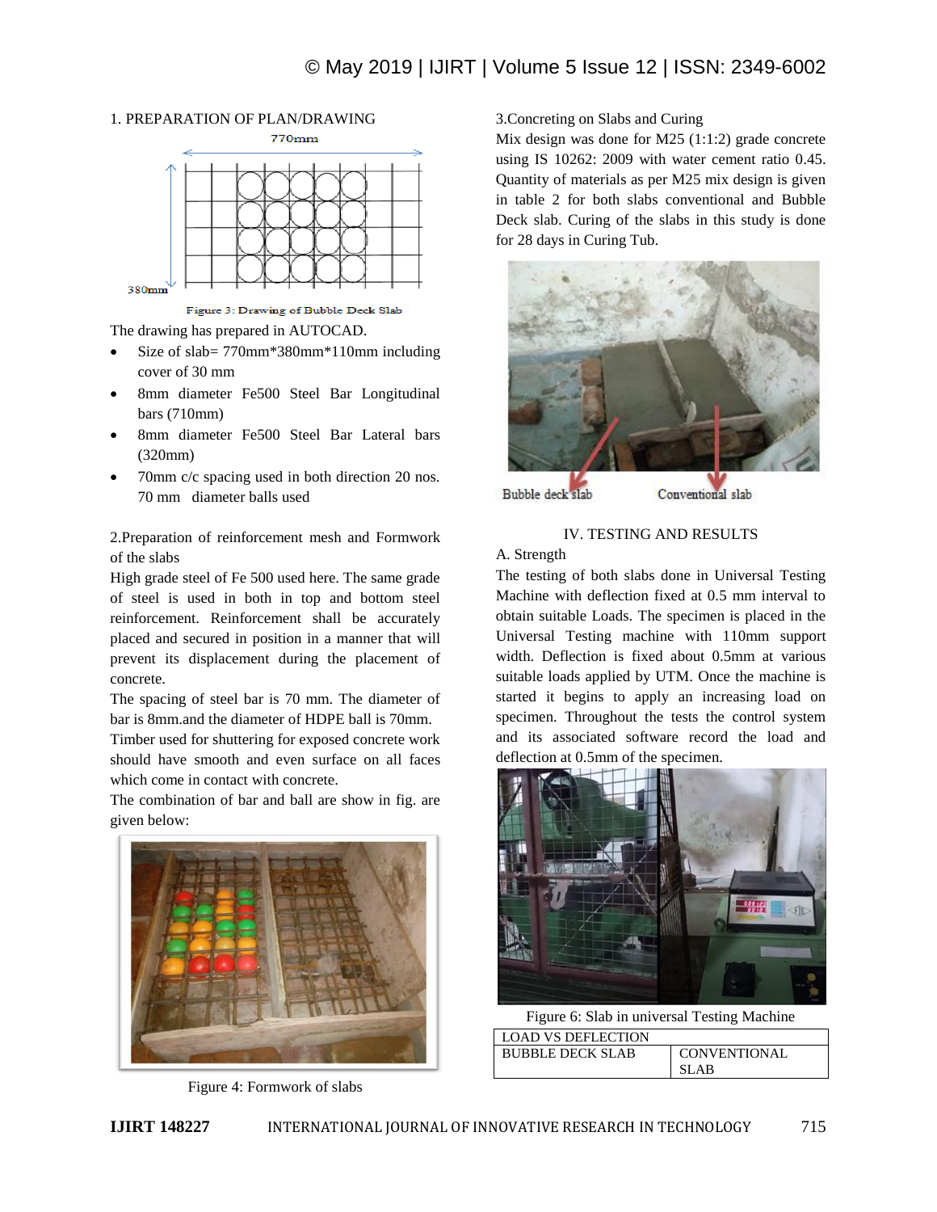1. PREPARATION OF PLAN/DRAWING

Figure 3: Drawing of Bubble Deck Slab

The drawing has prepared in AUTOCAD.

- Size of slab= 770mm*380mm*110mm including cover of 30 mm
- 8mm diameter Fe500 Steel Bar Longitudinal bars (710mm)
- 8mm diameter Fe500 Steel Bar Lateral bars (320mm)
- 70mm c/c spacing used in both direction 20 nos. 70 mm diameter balls used

2.Preparation of reinforcement mesh and Formwork of the slabs

High grade steel of Fe 500 used here. The same grade of steel is used in both in top and bottom steel reinforcement. Reinforcement shall be accurately placed and secured in position in a manner that will prevent its displacement during the placement of concrete.

The spacing of steel bar is 70 mm. The diameter of bar is 8mm.and the diameter of HDPE ball is 70mm.

Timber used for shuttering for exposed concrete work should have smooth and even surface on all faces which come in contact with concrete.

The combination of bar and ball are show in fig. are given below:

Figure 4: Formwork of slabs

3.Concreting on Slabs and Curing

Mix design was done for M25 (1:1:2) grade concrete using IS 10262: 2009 with water cement ratio 0.45. Quantity of materials as per M25 mix design is given in table 2 for both slabs conventional and Bubble Deck slab. Curing of the slabs in this study is done for 28 days in Curing Tub.

Bubble deck slab Conventional slab

## IV. TESTING AND RESULTS

A. Strength

The testing of both slabs done in Universal Testing Machine with deflection fixed at 0.5 mm interval to obtain suitable Loads. The specimen is placed in the Universal Testing machine with 110mm support width. Deflection is fixed about 0.5mm at various suitable loads applied by UTM. Once the machine is started it begins to apply an increasing load on specimen. Throughout the tests the control system and its associated software record the load and deflection at 0.5mm of the specimen.

Figure 6: Slab in universal Testing Machine

| LOAD VS DEFLECTION | |
|---|---|
| BUBBLE DECK SLAB | CONVENTIONAL SLAB |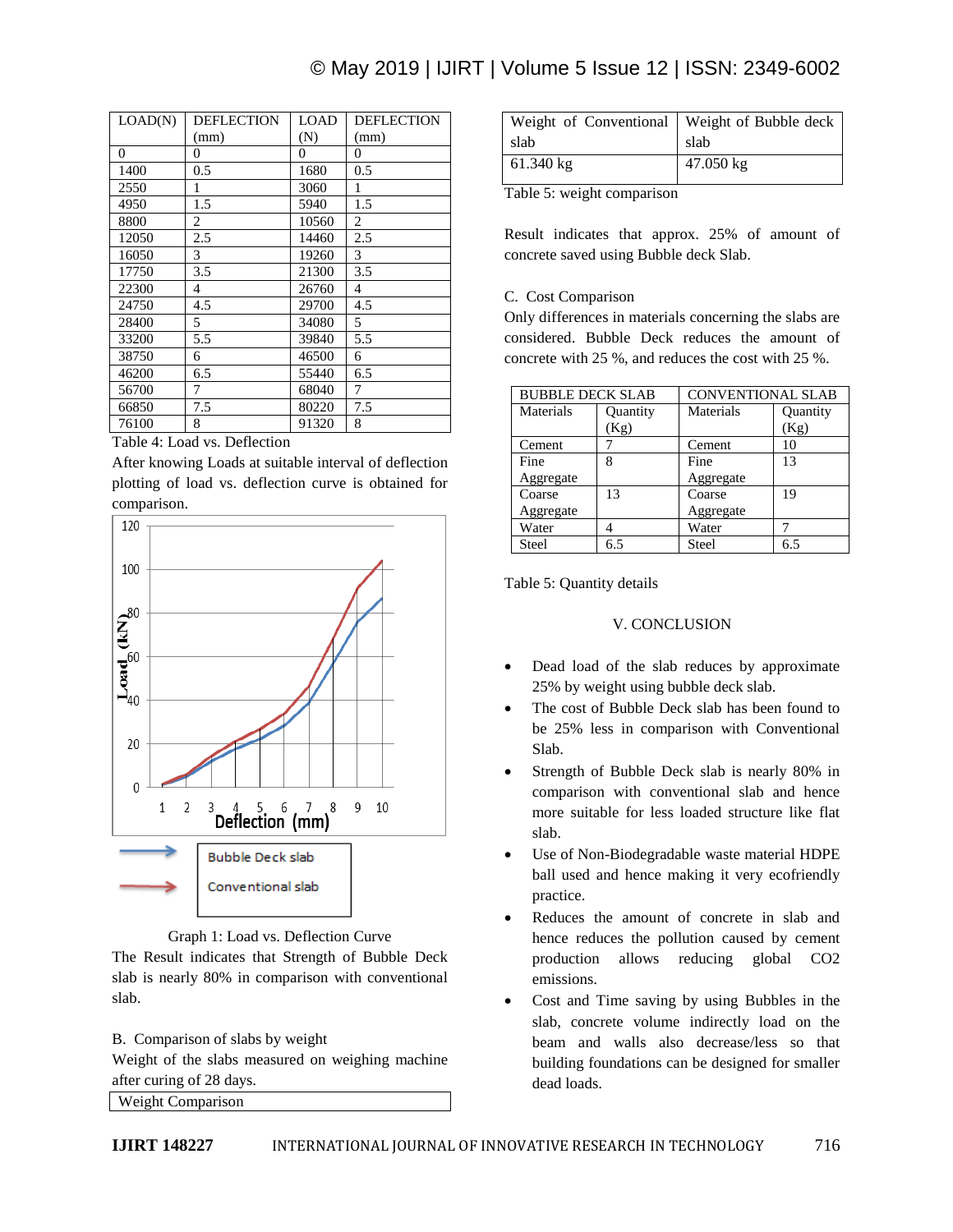| LOAD(N) | DEFLECTION (mm) | LOAD (N) | DEFLECTION (mm) |
|---|---|---|---|
| 0 | 0 | 0 | 0 |
| 1400 | 0.5 | 1680 | 0.5 |
| 2550 | 1 | 3060 | 1 |
| 4950 | 1.5 | 5940 | 1.5 |
| 8800 | 2 | 10560 | 2 |
| 12050 | 2.5 | 14460 | 2.5 |
| 16050 | 3 | 19260 | 3 |
| 17750 | 3.5 | 21300 | 3.5 |
| 22300 | 4 | 26760 | 4 |
| 24750 | 4.5 | 29700 | 4.5 |
| 28400 | 5 | 34080 | 5 |
| 33200 | 5.5 | 39840 | 5.5 |
| 38750 | 6 | 46500 | 6 |
| 46200 | 6.5 | 55440 | 6.5 |
| 56700 | 7 | 68040 | 7 |
| 66850 | 7.5 | 80220 | 7.5 |
| 76100 | 8 | 91320 | 8 |

Table 4: Load vs. Deflection

After knowing Loads at suitable interval of deflection plotting of load vs. deflection curve is obtained for comparison.

Graph 1: Load vs. Deflection Curve

The Result indicates that Strength of Bubble Deck slab is nearly 80% in comparison with conventional slab.

B. Comparison of slabs by weight

Weight of the slabs measured on weighing machine after curing of 28 days.

| Weight Comparison | |
|---|---|
| Weight of Conventional slab | Weight of Bubble deck slab |
| 61.340 kg | 47.050 kg |

Table 5: weight comparison

Result indicates that approx. 25% of amount of concrete saved using Bubble deck Slab.

C. Cost Comparison

Only differences in materials concerning the slabs are considered. Bubble Deck reduces the amount of concrete with 25 %, and reduces the cost with 25 %.

| BUBBLE DECK SLAB | | CONVENTIONAL SLAB | |
|---|---|---|---|
| Materials | Quantity (Kg) | Materials | Quantity (Kg) |
| Cement | 7 | Cement | 10 |
| Fine Aggregate | 8 | Fine Aggregate | 13 |
| Coarse Aggregate | 13 | Coarse Aggregate | 19 |
| Water | 4 | Water | 7 |
| Steel | 6.5 | Steel | 6.5 |

Table 5: Quantity details

## V. CONCLUSION

- Dead load of the slab reduces by approximate 25% by weight using bubble deck slab.
- The cost of Bubble Deck slab has been found to be 25% less in comparison with Conventional Slab.
- Strength of Bubble Deck slab is nearly 80% in comparison with conventional slab and hence more suitable for less loaded structure like flat slab.
- Use of Non-Biodegradable waste material HDPE ball used and hence making it very ecofriendly practice.
- Reduces the amount of concrete in slab and hence reduces the pollution caused by cement production allows reducing global $CO_2$ emissions.
- Cost and Time saving by using Bubbles in the slab, concrete volume indirectly load on the beam and walls also decrease/less so that building foundations can be designed for smaller dead loads.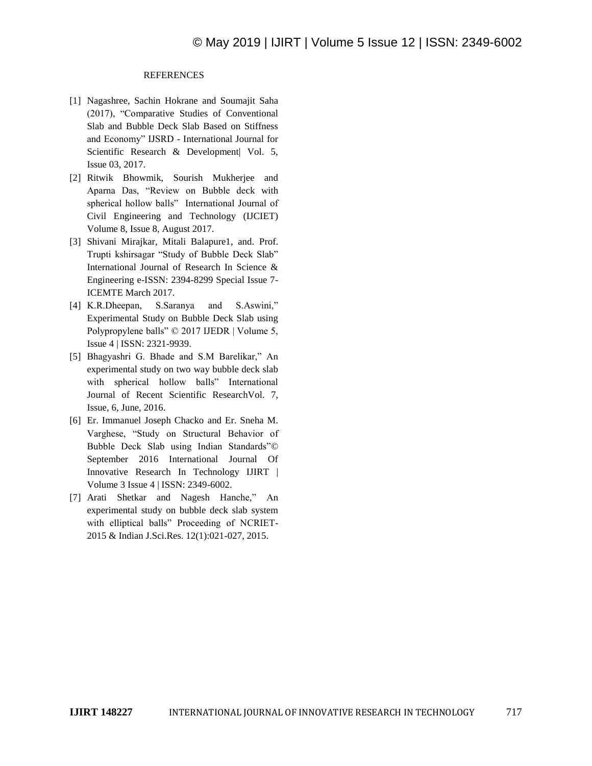## REFERENCES

[1] Nagashree, Sachin Hokrane and Soumajit Saha (2017), "Comparative Studies of Conventional Slab and Bubble Deck Slab Based on Stiffness and Economy" IJSRD - International Journal for Scientific Research & Development| Vol. 5, Issue 03, 2017.

[2] Ritwik Bhowmik, Sourish Mukherjee and Aparna Das, "Review on Bubble deck with spherical hollow balls" International Journal of Civil Engineering and Technology (IJCIET) Volume 8, Issue 8, August 2017.

[3] Shivani Mirajkar, Mitali Balapure1, and. Prof. Trupti kshirsagar "Study of Bubble Deck Slab" International Journal of Research In Science & Engineering e-ISSN: 2394-8299 Special Issue 7-ICEMTE March 2017.

[4] K.R.Dheepan, S.Saranya and S.Aswini," Experimental Study on Bubble Deck Slab using Polypropylene balls" © 2017 IJEDR | Volume 5, Issue 4 | ISSN: 2321-9939.

[5] Bhagyashri G. Bhade and S.M Barelikar," An experimental study on two way bubble deck slab with spherical hollow balls" International Journal of Recent Scientific ResearchVol. 7, Issue, 6, June, 2016.

[6] Er. Immanuel Joseph Chacko and Er. Sneha M. Varghese, "Study on Structural Behavior of Bubble Deck Slab using Indian Standards"© September 2016 International Journal Of Innovative Research In Technology IJIRT | Volume 3 Issue 4 | ISSN: 2349-6002.

[7] Arati Shetkar and Nagesh Hanche," An experimental study on bubble deck slab system with elliptical balls" Proceeding of NCRIET-2015 & Indian J.Sci.Res. 12(1):021-027, 2015.